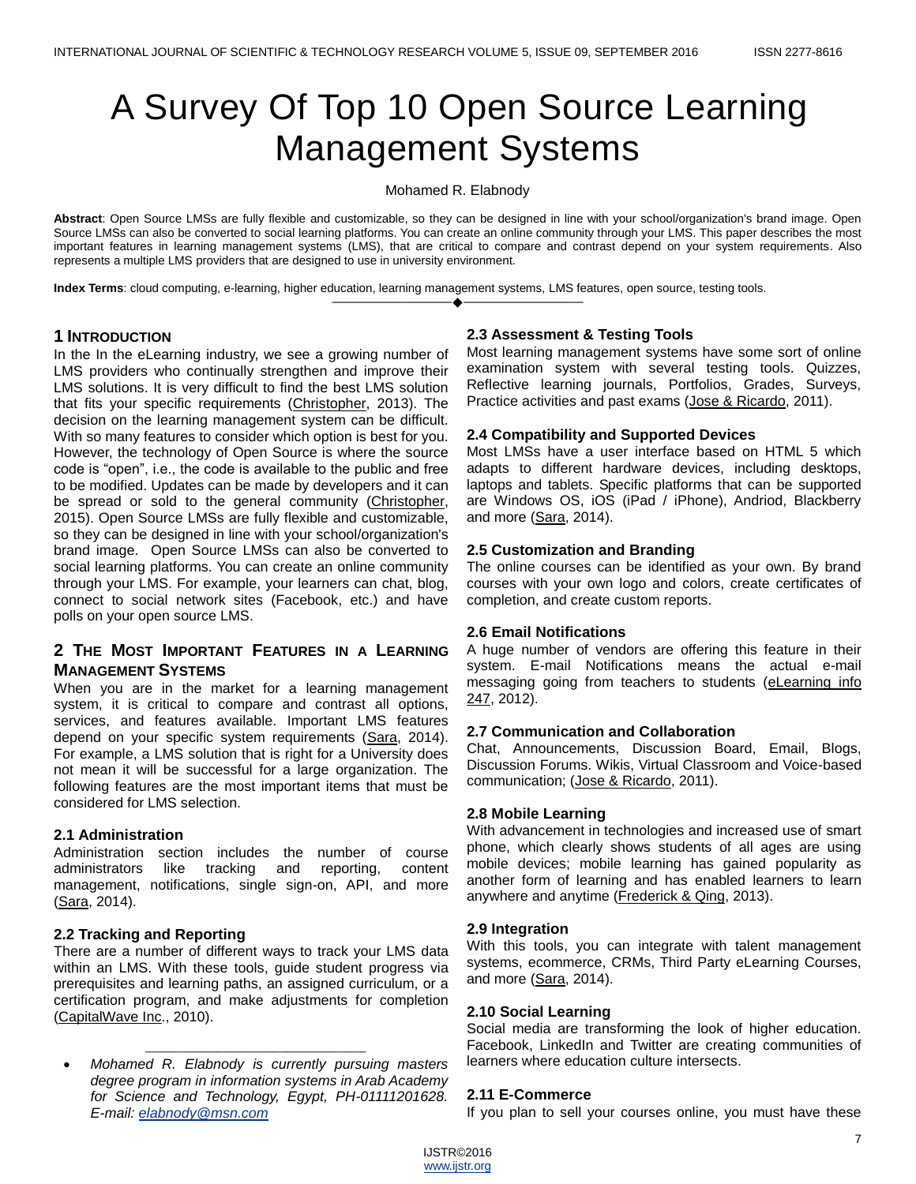# A Survey Of Top 10 Open Source Learning Management Systems

Mohamed R. Elabnody

**Abstract**: Open Source LMSs are fully flexible and customizable, so they can be designed in line with your school/organization's brand image. Open Source LMSs can also be converted to social learning platforms. You can create an online community through your LMS. This paper describes the most important features in learning management systems (LMS), that are critical to compare and contrast depend on your system requirements. Also represents a multiple LMS providers that are designed to use in university environment.

**Index Terms**: cloud computing, e-learning, higher education, learning management systems, LMS features, open source, testing tools.

## 1 Introduction

In the In the eLearning industry, we see a growing number of LMS providers who continually strengthen and improve their LMS solutions. It is very difficult to find the best LMS solution that fits your specific requirements (Christopher, 2013). The decision on the learning management system can be difficult. With so many features to consider which option is best for you. However, the technology of Open Source is where the source code is "open", i.e., the code is available to the public and free to be modified. Updates can be made by developers and it can be spread or sold to the general community (Christopher, 2015). Open Source LMSs are fully flexible and customizable, so they can be designed in line with your school/organization's brand image. Open Source LMSs can also be converted to social learning platforms. You can create an online community through your LMS. For example, your learners can chat, blog, connect to social network sites (Facebook, etc.) and have polls on your open source LMS.

## 2 The Most Important Features in a Learning Management Systems

When you are in the market for a learning management system, it is critical to compare and contrast all options, services, and features available. Important LMS features depend on your specific system requirements (Sara, 2014). For example, a LMS solution that is right for a University does not mean it will be successful for a large organization. The following features are the most important items that must be considered for LMS selection.

### 2.1 Administration

Administration section includes the number of course administrators like tracking and reporting, content management, notifications, single sign-on, API, and more (Sara, 2014).

### 2.2 Tracking and Reporting

There are a number of different ways to track your LMS data within an LMS. With these tools, guide student progress via prerequisites and learning paths, an assigned curriculum, or a certification program, and make adjustments for completion (CapitalWave Inc., 2010).

- *Mohamed R. Elabnody is currently pursuing masters degree program in information systems in Arab Academy for Science and Technology, Egypt, PH-01111201628. E-mail: elabnody@msn.com*

### 2.3 Assessment & Testing Tools

Most learning management systems have some sort of online examination system with several testing tools. Quizzes, Reflective learning journals, Portfolios, Grades, Surveys, Practice activities and past exams (Jose & Ricardo, 2011).

### 2.4 Compatibility and Supported Devices

Most LMSs have a user interface based on HTML 5 which adapts to different hardware devices, including desktops, laptops and tablets. Specific platforms that can be supported are Windows OS, iOS (iPad / iPhone), Andriod, Blackberry and more (Sara, 2014).

### 2.5 Customization and Branding

The online courses can be identified as your own. By brand courses with your own logo and colors, create certificates of completion, and create custom reports.

### 2.6 Email Notifications

A huge number of vendors are offering this feature in their system. E-mail Notifications means the actual e-mail messaging going from teachers to students (eLearning info 247, 2012).

### 2.7 Communication and Collaboration

Chat, Announcements, Discussion Board, Email, Blogs, Discussion Forums. Wikis, Virtual Classroom and Voice-based communication; (Jose & Ricardo, 2011).

### 2.8 Mobile Learning

With advancement in technologies and increased use of smart phone, which clearly shows students of all ages are using mobile devices; mobile learning has gained popularity as another form of learning and has enabled learners to learn anywhere and anytime (Frederick & Qing, 2013).

### 2.9 Integration

With this tools, you can integrate with talent management systems, ecommerce, CRMs, Third Party eLearning Courses, and more (Sara, 2014).

### 2.10 Social Learning

Social media are transforming the look of higher education. Facebook, LinkedIn and Twitter are creating communities of learners where education culture intersects.

### 2.11 E-Commerce

If you plan to sell your courses online, you must have these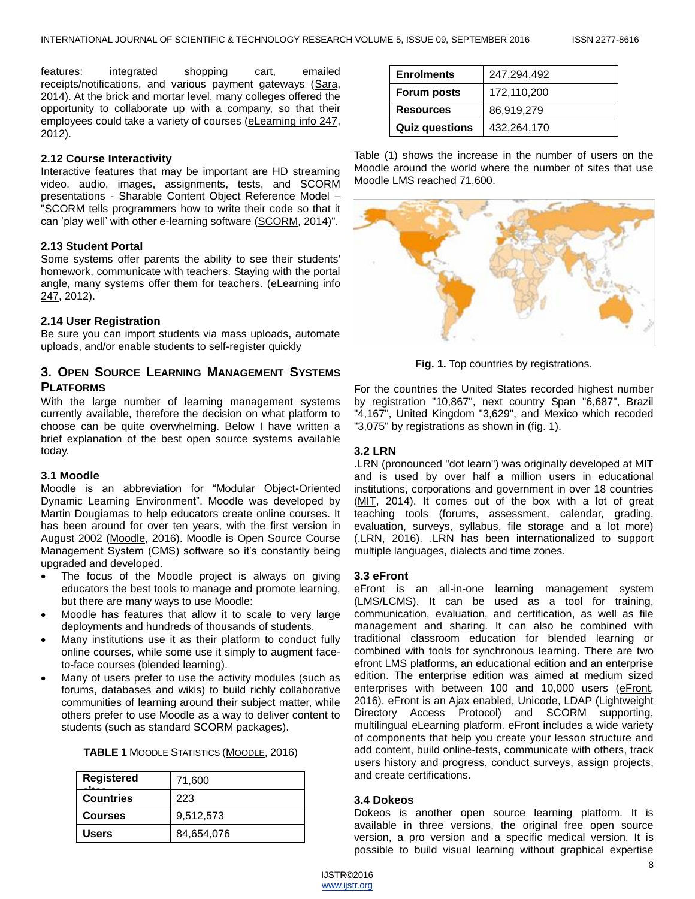features: integrated shopping cart, emailed receipts/notifications, and various payment gateways (Sara, 2014). At the brick and mortar level, many colleges offered the opportunity to collaborate up with a company, so that their employees could take a variety of courses (eLearning info 247, 2012).

### 2.12 Course Interactivity

Interactive features that may be important are HD streaming video, audio, images, assignments, tests, and SCORM presentations - Sharable Content Object Reference Model – "SCORM tells programmers how to write their code so that it can 'play well' with other e-learning software (SCORM, 2014)".

### 2.13 Student Portal

Some systems offer parents the ability to see their students' homework, communicate with teachers. Staying with the portal angle, many systems offer them for teachers. (eLearning info 247, 2012).

### 2.14 User Registration

Be sure you can import students via mass uploads, automate uploads, and/or enable students to self-register quickly

## 3. Open Source Learning Management Systems Platforms

With the large number of learning management systems currently available, therefore the decision on what platform to choose can be quite overwhelming. Below I have written a brief explanation of the best open source systems available today.

### 3.1 Moodle

Moodle is an abbreviation for "Modular Object-Oriented Dynamic Learning Environment". Moodle was developed by Martin Dougiamas to help educators create online courses. It has been around for over ten years, with the first version in August 2002 (Moodle, 2016). Moodle is Open Source Course Management System (CMS) software so it's constantly being upgraded and developed.

- The focus of the Moodle project is always on giving educators the best tools to manage and promote learning, but there are many ways to use Moodle:
- Moodle has features that allow it to scale to very large deployments and hundreds of thousands of students.
- Many institutions use it as their platform to conduct fully online courses, while some use it simply to augment face-to-face courses (blended learning).
- Many of users prefer to use the activity modules (such as forums, databases and wikis) to build richly collaborative communities of learning around their subject matter, while others prefer to use Moodle as a way to deliver content to students (such as standard SCORM packages).

**TABLE 1** Moodle Statistics (Moodle, 2016)

| | |
|---|---|
| **Registered sites** | 71,600 |
| **Countries** | 223 |
| **Courses** | 9,512,573 |
| **Users** | 84,654,076 |
| **Enrolments** | 247,294,492 |
| **Forum posts** | 172,110,200 |
| **Resources** | 86,919,279 |
| **Quiz questions** | 432,264,170 |

Table (1) shows the increase in the number of users on the Moodle around the world where the number of sites that use Moodle LMS reached 71,600.

**Fig. 1.** Top countries by registrations.

For the countries the United States recorded highest number by registration "10,867", next country Span "6,687", Brazil "4,167", United Kingdom "3,629", and Mexico which recoded "3,075" by registrations as shown in (fig. 1).

### 3.2 LRN

.LRN (pronounced "dot learn") was originally developed at MIT and is used by over half a million users in educational institutions, corporations and government in over 18 countries (MIT, 2014). It comes out of the box with a lot of great teaching tools (forums, assessment, calendar, grading, evaluation, surveys, syllabus, file storage and a lot more) (.LRN, 2016). .LRN has been internationalized to support multiple languages, dialects and time zones.

### 3.3 eFront

eFront is an all-in-one learning management system (LMS/LCMS). It can be used as a tool for training, communication, evaluation, and certification, as well as file management and sharing. It can also be combined with traditional classroom education for blended learning or combined with tools for synchronous learning. There are two efront LMS platforms, an educational edition and an enterprise edition. The enterprise edition was aimed at medium sized enterprises with between 100 and 10,000 users (eFront, 2016). eFront is an Ajax enabled, Unicode, LDAP (Lightweight Directory Access Protocol) and SCORM supporting, multilingual eLearning platform. eFront includes a wide variety of components that help you create your lesson structure and add content, build online-tests, communicate with others, track users history and progress, conduct surveys, assign projects, and create certifications.

### 3.4 Dokeos

Dokeos is another open source learning platform. It is available in three versions, the original free open source version, a pro version and a specific medical version. It is possible to build visual learning without graphical expertise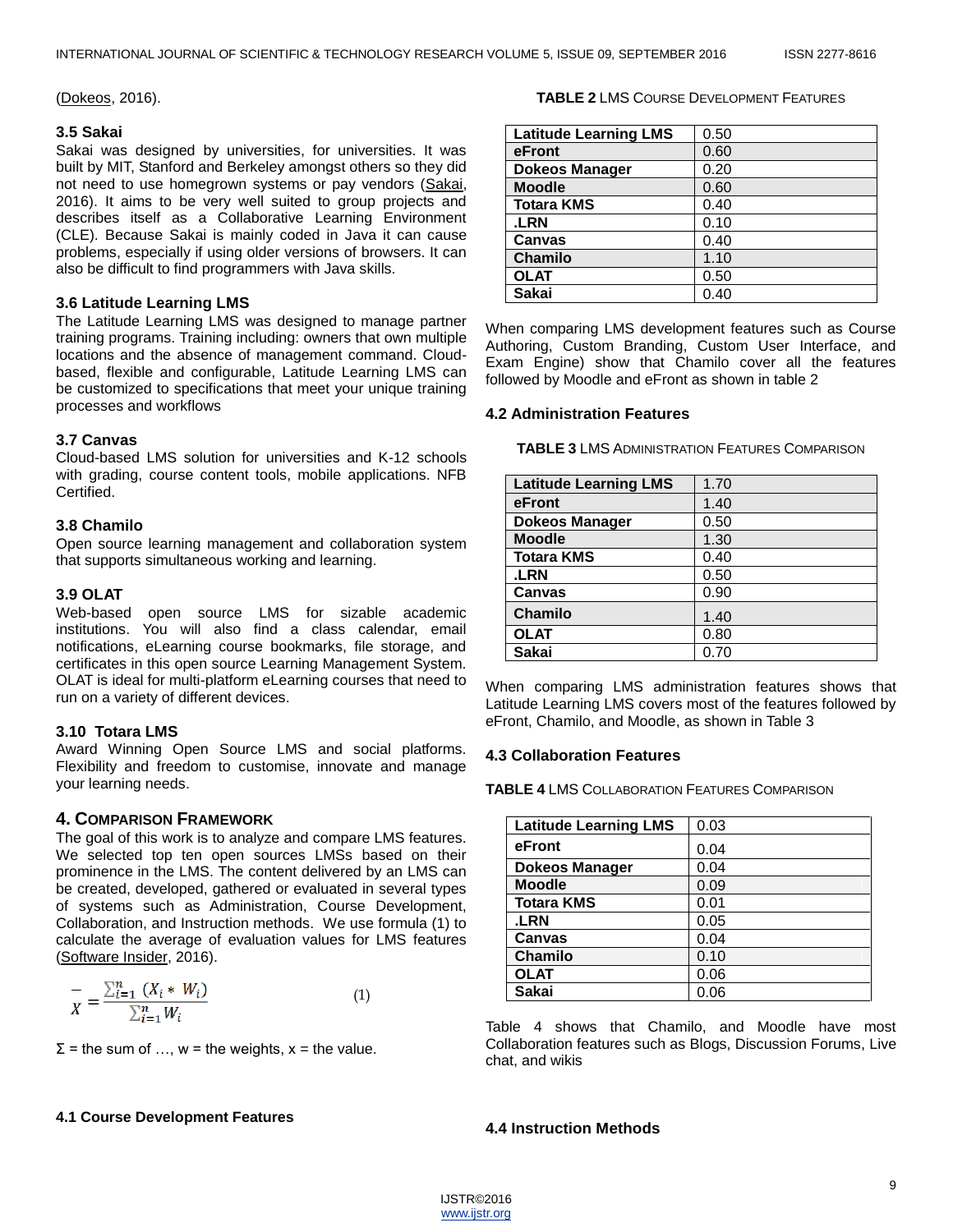(Dokeos, 2016).

### 3.5 Sakai

Sakai was designed by universities, for universities. It was built by MIT, Stanford and Berkeley amongst others so they did not need to use homegrown systems or pay vendors (Sakai, 2016). It aims to be very well suited to group projects and describes itself as a Collaborative Learning Environment (CLE). Because Sakai is mainly coded in Java it can cause problems, especially if using older versions of browsers. It can also be difficult to find programmers with Java skills.

### 3.6 Latitude Learning LMS

The Latitude Learning LMS was designed to manage partner training programs. Training including: owners that own multiple locations and the absence of management command. Cloud-based, flexible and configurable, Latitude Learning LMS can be customized to specifications that meet your unique training processes and workflows

### 3.7 Canvas

Cloud-based LMS solution for universities and K-12 schools with grading, course content tools, mobile applications. NFB Certified.

### 3.8 Chamilo

Open source learning management and collaboration system that supports simultaneous working and learning.

### 3.9 OLAT

Web-based open source LMS for sizable academic institutions. You will also find a class calendar, email notifications, eLearning course bookmarks, file storage, and certificates in this open source Learning Management System. OLAT is ideal for multi-platform eLearning courses that need to run on a variety of different devices.

### 3.10 Totara LMS

Award Winning Open Source LMS and social platforms. Flexibility and freedom to customise, innovate and manage your learning needs.

## 4. Comparison Framework

The goal of this work is to analyze and compare LMS features. We selected top ten open sources LMSs based on their prominence in the LMS. The content delivered by an LMS can be created, developed, gathered or evaluated in several types of systems such as Administration, Course Development, Collaboration, and Instruction methods. We use formula (1) to calculate the average of evaluation values for LMS features (Software Insider, 2016).

$$\bar{X} = \frac{\sum_{i=1}^{n} (X_i * W_i)}{\sum_{i=1}^{n} W_i} \qquad (1)$$

Σ = the sum of …, w = the weights, x = the value.

### 4.1 Course Development Features

**TABLE 2** LMS Course Development Features

| | |
|---|---|
| **Latitude Learning LMS** | 0.50 |
| **eFront** | 0.60 |
| **Dokeos Manager** | 0.20 |
| **Moodle** | 0.60 |
| **Totara KMS** | 0.40 |
| **.LRN** | 0.10 |
| **Canvas** | 0.40 |
| **Chamilo** | 1.10 |
| **OLAT** | 0.50 |
| **Sakai** | 0.40 |

When comparing LMS development features such as Course Authoring, Custom Branding, Custom User Interface, and Exam Engine) show that Chamilo cover all the features followed by Moodle and eFront as shown in table 2

### 4.2 Administration Features

**TABLE 3** LMS Administration Features Comparison

| | |
|---|---|
| **Latitude Learning LMS** | 1.70 |
| **eFront** | 1.40 |
| **Dokeos Manager** | 0.50 |
| **Moodle** | 1.30 |
| **Totara KMS** | 0.40 |
| **.LRN** | 0.50 |
| **Canvas** | 0.90 |
| **Chamilo** | 1.40 |
| **OLAT** | 0.80 |
| **Sakai** | 0.70 |

When comparing LMS administration features shows that Latitude Learning LMS covers most of the features followed by eFront, Chamilo, and Moodle, as shown in Table 3

### 4.3 Collaboration Features

**TABLE 4** LMS Collaboration Features Comparison

| | |
|---|---|
| **Latitude Learning LMS** | 0.03 |
| **eFront** | 0.04 |
| **Dokeos Manager** | 0.04 |
| **Moodle** | 0.09 |
| **Totara KMS** | 0.01 |
| **.LRN** | 0.05 |
| **Canvas** | 0.04 |
| **Chamilo** | 0.10 |
| **OLAT** | 0.06 |
| **Sakai** | 0.06 |

Table 4 shows that Chamilo, and Moodle have most Collaboration features such as Blogs, Discussion Forums, Live chat, and wikis

### 4.4 Instruction Methods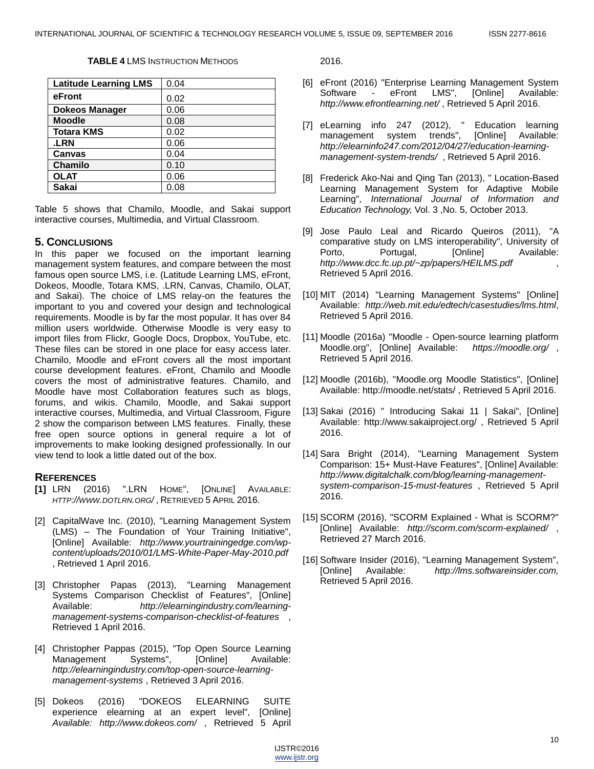**TABLE 4** LMS INSTRUCTION METHODS

| Latitude Learning LMS | 0.04 |
|---|---|
| **eFront** | 0.02 |
| **Dokeos Manager** | 0.06 |
| **Moodle** | 0.08 |
| **Totara KMS** | 0.02 |
| **.LRN** | 0.06 |
| **Canvas** | 0.04 |
| **Chamilo** | 0.10 |
| **OLAT** | 0.06 |
| **Sakai** | 0.08 |

Table 5 shows that Chamilo, Moodle, and Sakai support interactive courses, Multimedia, and Virtual Classroom.

## 5. CONCLUSIONS

In this paper we focused on the important learning management system features, and compare between the most famous open source LMS, i.e. (Latitude Learning LMS, eFront, Dokeos, Moodle, Totara KMS, .LRN, Canvas, Chamilo, OLAT, and Sakai). The choice of LMS relay-on the features the important to you and covered your design and technological requirements. Moodle is by far the most popular. It has over 84 million users worldwide. Otherwise Moodle is very easy to import files from Flickr, Google Docs, Dropbox, YouTube, etc. These files can be stored in one place for easy access later. Chamilo, Moodle and eFront covers all the most important course development features. eFront, Chamilo and Moodle covers the most of administrative features. Chamilo, and Moodle have most Collaboration features such as blogs, forums, and wikis. Chamilo, Moodle, and Sakai support interactive courses, Multimedia, and Virtual Classroom, Figure 2 show the comparison between LMS features. Finally, these free open source options in general require a lot of improvements to make looking designed professionally. In our view tend to look a little dated out of the box.

## REFERENCES

**[1]** LRN (2016) ".LRN HOME", [ONLINE] AVAILABLE: *HTTP://WWW.DOTLRN.ORG/* , RETRIEVED 5 APRIL 2016.

[2] CapitalWave Inc. (2010), "Learning Management System (LMS) – The Foundation of Your Training Initiative", [Online] Available: *http://www.yourtrainingedge.com/wp-content/uploads/2010/01/LMS-White-Paper-May-2010.pdf* , Retrieved 1 April 2016.

[3] Christopher Papas (2013), "Learning Management Systems Comparison Checklist of Features", [Online] Available: *http://elearningindustry.com/learning-management-systems-comparison-checklist-of-features* , Retrieved 1 April 2016.

[4] Christopher Pappas (2015), "Top Open Source Learning Management Systems", [Online] Available: *http://elearningindustry.com/top-open-source-learning-management-systems* , Retrieved 3 April 2016.

[5] Dokeos (2016) "DOKEOS ELEARNING SUITE experience elearning at an expert level", [Online] *Available: http://www.dokeos.com/* , Retrieved 5 April 2016.

[6] eFront (2016) "Enterprise Learning Management System Software - eFront LMS", [Online] Available: *http://www.efrontlearning.net/* , Retrieved 5 April 2016.

[7] eLearning info 247 (2012), " Education learning management system trends", [Online] Available: *http://elearninfo247.com/2012/04/27/education-learning-management-system-trends/* , Retrieved 5 April 2016.

[8] Frederick Ako-Nai and Qing Tan (2013), " Location-Based Learning Management System for Adaptive Mobile Learning", *International Journal of Information and Education Technology,* Vol. 3 ,No. 5, October 2013.

[9] Jose Paulo Leal and Ricardo Queiros (2011), "A comparative study on LMS interoperability", University of Porto, Portugal, [Online] Available: *http://www.dcc.fc.up.pt/~zp/papers/HEILMS.pdf* , Retrieved 5 April 2016.

[10] MIT (2014) "Learning Management Systems" [Online] Available: *http://web.mit.edu/edtech/casestudies/lms.html*, Retrieved 5 April 2016.

[11] Moodle (2016a) "Moodle - Open-source learning platform Moodle.org", [Online] Available: *https://moodle.org/* , Retrieved 5 April 2016.

[12] Moodle (2016b), "Moodle.org Moodle Statistics", [Online] Available: http://moodle.net/stats/ , Retrieved 5 April 2016.

[13] Sakai (2016) " Introducing Sakai 11 | Sakai", [Online] Available: http://www.sakaiproject.org/ , Retrieved 5 April 2016.

[14] Sara Bright (2014), "Learning Management System Comparison: 15+ Must-Have Features", [Online] Available: *http://www.digitalchalk.com/blog/learning-management-system-comparison-15-must-features* , Retrieved 5 April 2016.

[15] SCORM (2016), "SCORM Explained - What is SCORM?" [Online] Available: *http://scorm.com/scorm-explained/* , Retrieved 27 March 2016.

[16] Software Insider (2016), "Learning Management System", [Online] Available: *http://lms.softwareinsider.com,* Retrieved 5 April 2016.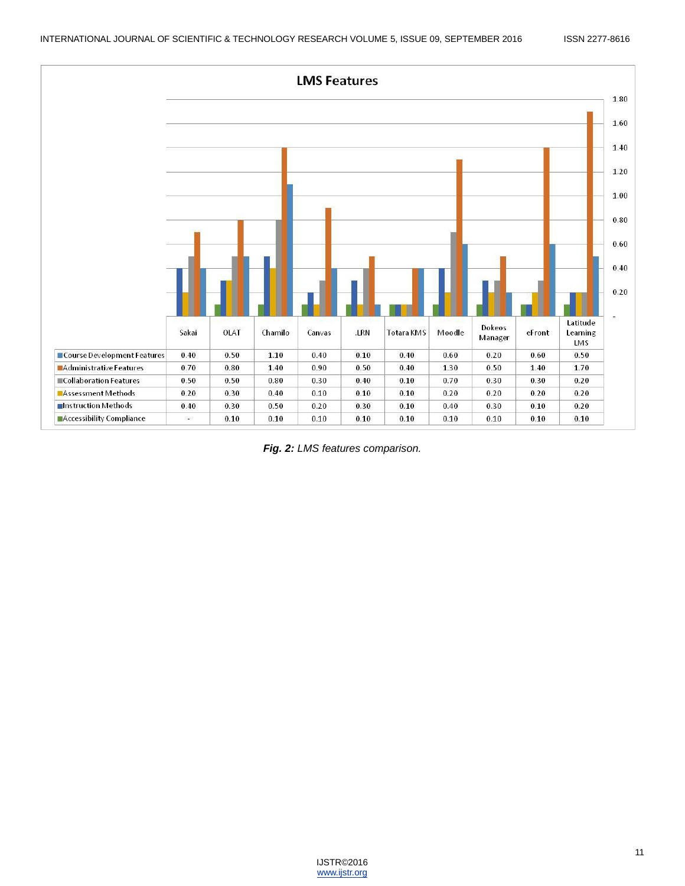LMS Features

1.80
1.60
1.40
1.20
1.00
0.80
0.60
0.40
0.20
-

| | Sakai | OLAT | Chamilo | Canvas | .LRN | Totara KMS | Moodle | Dokeos Manager | eFront | Latitude Learning LMS |
|---|---|---|---|---|---|---|---|---|---|---|
| Course Development Features | 0.40 | 0.50 | 1.10 | 0.40 | 0.10 | 0.40 | 0.60 | 0.20 | 0.60 | 0.50 |
| Administrative Features | 0.70 | 0.80 | 1.40 | 0.90 | 0.50 | 0.40 | 1.30 | 0.50 | 1.40 | 1.70 |
| Collaboration Features | 0.50 | 0.50 | 0.80 | 0.30 | 0.40 | 0.10 | 0.70 | 0.30 | 0.30 | 0.20 |
| Assessment Methods | 0.20 | 0.30 | 0.40 | 0.10 | 0.10 | 0.10 | 0.20 | 0.20 | 0.20 | 0.20 |
| Instruction Methods | 0.40 | 0.30 | 0.50 | 0.20 | 0.30 | 0.10 | 0.40 | 0.30 | 0.10 | 0.20 |
| Accessibility Compliance | - | 0.10 | 0.10 | 0.10 | 0.10 | 0.10 | 0.10 | 0.10 | 0.10 | 0.10 |

***Fig. 2:*** *LMS features comparison.*